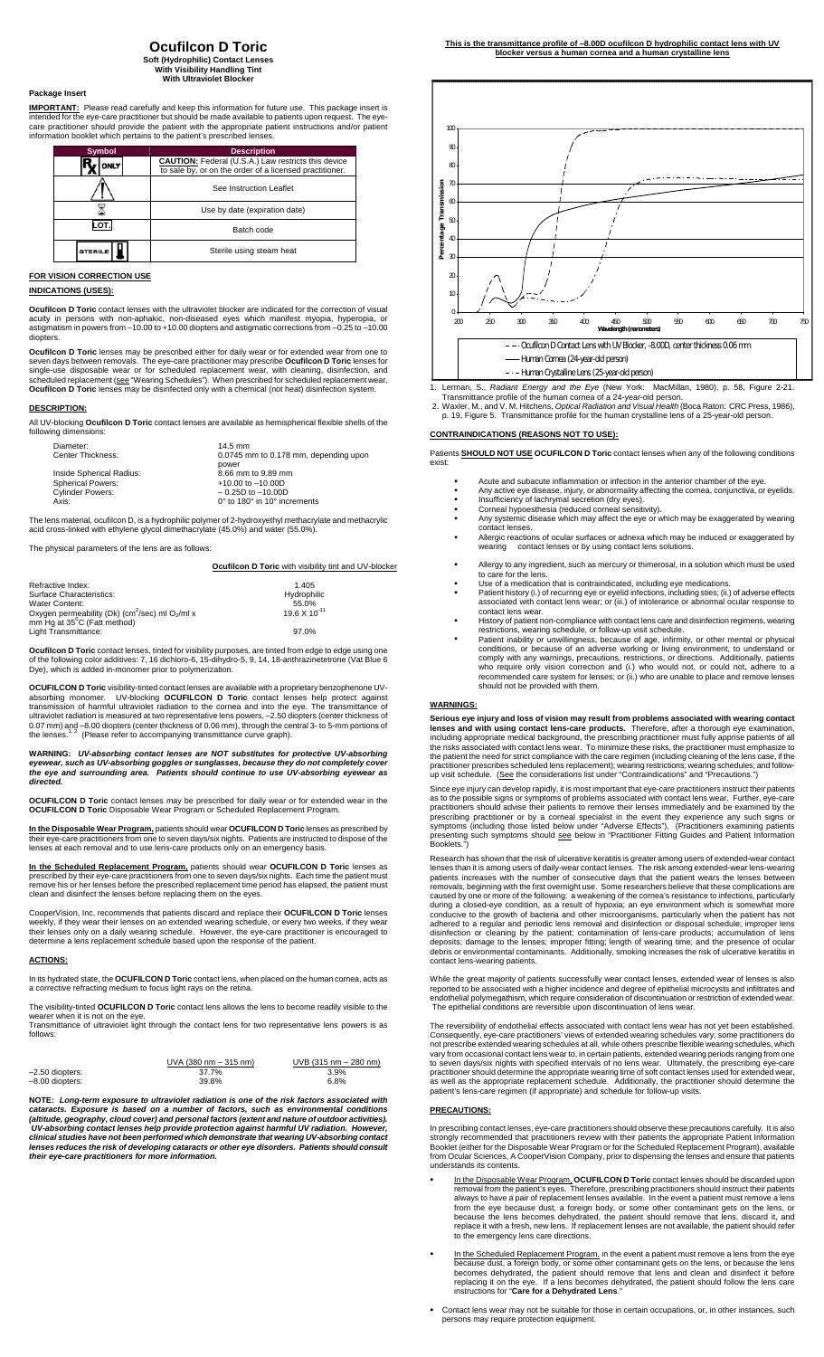# Ocufilcon D Toric

**Soft (Hydrophilic) Contact Lenses**
**With Visibility Handling Tint**
**With Ultraviolet Blocker**

### Package Insert

**IMPORTANT:** Please read carefully and keep this information for future use. This package insert is intended for the eye-care practitioner but should be made available to patients upon request. The eye-care practitioner should provide the patient with the appropriate patient instructions and/or patient information booklet which pertains to the patient's prescribed lenses.

| Symbol | Description |
| --- | --- |
| Rx ONLY | **CAUTION:** Federal (U.S.A.) Law restricts this device to sale by, or on the order of a licensed practitioner. |
| ! | See Instruction Leaflet |
| ⌛ | Use by date (expiration date) |
| LOT | Batch code |
| STERILE | Sterile using steam heat |

### FOR VISION CORRECTION USE

### INDICATIONS (USES):

**Ocufilcon D Toric** contact lenses with the ultraviolet blocker are indicated for the correction of visual acuity in persons with non-aphakic, non-diseased eyes which manifest myopia, hyperopia, or astigmatism in powers from –10.00 to +10.00 diopters and astigmatic corrections from –0.25 to –10.00 diopters.

**Ocufilcon D Toric** lenses may be prescribed either for daily wear or for extended wear from one to seven days between removals. The eye-care practitioner may prescribe **Ocufilcon D Toric** lenses for single-use disposable wear or for scheduled replacement wear, with cleaning, disinfection, and scheduled replacement (see "Wearing Schedules"). When prescribed for scheduled replacement wear, **Ocufilcon D Toric** lenses may be disinfected only with a chemical (not heat) disinfection system.

### DESCRIPTION:

All UV-blocking **Ocufilcon D Toric** contact lenses are available as hemispherical flexible shells of the following dimensions:

| | |
| --- | --- |
| Diameter: | 14.5 mm |
| Center Thickness: | 0.0745 mm to 0.178 mm, depending upon power |
| Inside Spherical Radius: | 8.66 mm to 9.89 mm |
| Spherical Powers: | +10.00 to –10.00D |
| Cylinder Powers: | – 0.25D to –10.00D |
| Axis: | 0° to 180° in 10° increments |

The lens material, ocufilcon D, is a hydrophilic polymer of 2-hydroxyethyl methacrylate and methacrylic acid cross-linked with ethylene glycol dimethacrylate (45.0%) and water (55.0%).

The physical parameters of the lens are as follows:

| | **Ocufilcon D Toric** with visibility tint and UV-blocker |
| --- | --- |
| Refractive Index: | 1.405 |
| Surface Characteristics: | Hydrophilic |
| Water Content: | 55.0% |
| Oxygen permeability (Dk) ($cm^2$/sec) ml $O_2$/ml x mm Hg at 35°C (Fatt method) | $19.6 \times 10^{-11}$ |
| Light Transmittance: | 97.0% |

**Ocufilcon D Toric** contact lenses, tinted for visibility purposes, are tinted from edge to edge using one of the following color additives: 7, 16 dichloro-6, 15-dihydro-5, 9, 14, 18-anthrazinetetrone (Vat Blue 6 Dye), which is added in-monomer prior to polymerization.

**OCUFILCON D Toric** visibility-tinted contact lenses are available with a proprietary benzophenone UV-absorbing monomer. UV-blocking **OCUFILCON D Toric** contact lenses help protect against transmission of harmful ultraviolet radiation to the cornea and into the eye. The transmittance of ultraviolet radiation is measured at two representative lens powers, –2.50 diopters (center thickness of 0.07 mm) and –8.00 diopters (center thickness of 0.06 mm), through the central 3- to 5-mm portions of the lenses.[1,2] (Please refer to accompanying transmittance curve graph).

**WARNING:** ***UV-absorbing contact lenses are NOT substitutes for protective UV-absorbing eyewear, such as UV-absorbing goggles or sunglasses, because they do not completely cover the eye and surrounding area. Patients should continue to use UV-absorbing eyewear as directed.***

**OCUFILCON D Toric** contact lenses may be prescribed for daily wear or for extended wear in the **OCUFILCON D Toric** Disposable Wear Program or Scheduled Replacement Program.

**In the Disposable Wear Program,** patients should wear **OCUFILCON D Toric** lenses as prescribed by their eye-care practitioners from one to seven days/six nights. Patients are instructed to dispose of the lenses at each removal and to use lens-care products only on an emergency basis.

**In the Scheduled Replacement Program,** patients should wear **OCUFILCON D Toric** lenses as prescribed by their eye-care practitioners from one to seven days/six nights. Each time the patient must remove his or her lenses before the prescribed replacement time period has elapsed, the patient must clean and disinfect the lenses before replacing them on the eyes.

CooperVision, Inc, recommends that patients discard and replace their **OCUFILCON D Toric** lenses weekly, if they wear their lenses on an extended wearing schedule, or every two weeks, if they wear their lenses only on a daily wearing schedule. However, the eye-care practitioner is encouraged to determine a lens replacement schedule based upon the response of the patient.

### ACTIONS:

In its hydrated state, the **OCUFILCON D Toric** contact lens, when placed on the human cornea, acts as a corrective refracting medium to focus light rays on the retina.

The visibility-tinted **OCUFILCON D Toric** contact lens allows the lens to become readily visible to the wearer when it is not on the eye.

Transmittance of ultraviolet light through the contact lens for two representative lens powers is as follows:

| | UVA (380 nm – 315 nm) | UVB (315 nm – 280 nm) |
| --- | --- | --- |
| –2.50 diopters: | 37.7% | 3.9% |
| –8.00 diopters: | 39.8% | 6.8% |

**NOTE:** ***Long-term exposure to ultraviolet radiation is one of the risk factors associated with cataracts. Exposure is based on a number of factors, such as environmental conditions (altitude, geography, cloud cover) and personal factors (extent and nature of outdoor activities). UV-absorbing contact lenses help provide protection against harmful UV radiation. However, clinical studies have not been performed which demonstrate that wearing UV-absorbing contact lenses reduces the risk of developing cataracts or other eye disorders. Patients should consult their eye-care practitioners for more information.***

**This is the transmittance profile of –8.00D ocufilcon D hydrophilic contact lens with UV blocker versus a human cornea and a human crystalline lens**

Percentage Transmission vs. Wavelength (nanometers), 200–750

– – Ocufilcon D Contact Lens with UV Blocker, -8.00D, center thickness 0.06 mm
—— Human Cornea (24-year-old person)
- · - Human Crystalline Lens (25-year-old person)

1. Lerman, S., *Radiant Energy and the Eye* (New York: MacMillan, 1980), p. 58, Figure 2-21. Transmittance profile of the human cornea of a 24-year-old person.
2. Waxler, M., and V. M. Hitchens, *Optical Radiation and Visual Health* (Boca Raton: CRC Press, 1986), p. 19, Figure 5. Transmittance profile for the human crystalline lens of a 25-year-old person.

### CONTRAINDICATIONS (REASONS NOT TO USE):

Patients **SHOULD NOT USE OCUFILCON D Toric** contact lenses when any of the following conditions exist:

- Acute and subacute inflammation or infection in the anterior chamber of the eye.
- Any active eye disease, injury, or abnormality affecting the cornea, conjunctiva, or eyelids.
- Insufficiency of lachrymal secretion (dry eyes).
- Corneal hypoesthesia (reduced corneal sensitivity).
- Any systemic disease which may affect the eye or which may be exaggerated by wearing contact lenses.
- Allergic reactions of ocular surfaces or adnexa which may be induced or exaggerated by wearing contact lenses or by using contact lens solutions.
- Allergy to any ingredient, such as mercury or thimerosal, in a solution which must be used to care for the lens.
- Use of a medication that is contraindicated, including eye medications.
- Patient history (i.) of recurring eye or eyelid infections, including sties; (ii.) of adverse effects associated with contact lens wear; or (iii.) of intolerance or abnormal ocular response to contact lens wear.
- History of patient non-compliance with contact lens care and disinfection regimens, wearing restrictions, wearing schedule, or follow-up visit schedule.
- Patient inability or unwillingness, because of age, infirmity, or other mental or physical conditions, or because of an adverse working or living environment, to understand or comply with any warnings, precautions, restrictions, or directions. Additionally, patients who require only vision correction and (i.) who would not, or could not, adhere to a recommended care system for lenses; or (ii.) who are unable to place and remove lenses should not be provided with them.

### WARNINGS:

**Serious eye injury and loss of vision may result from problems associated with wearing contact lenses and with using contact lens-care products.** Therefore, after a thorough eye examination, including appropriate medical background, the prescribing practitioner must fully apprise patients of all the risks associated with contact lens wear. To minimize these risks, the practitioner must emphasize to the patient the need for strict compliance with the care regimen (including cleaning of the lens case, if the practitioner prescribes scheduled lens replacement); wearing restrictions; wearing schedules; and follow-up visit schedule. (See the considerations list under "Contraindications" and "Precautions.")

Since eye injury can develop rapidly, it is most important that eye-care practitioners instruct their patients as to the possible signs or symptoms of problems associated with contact lens wear. Further, eye-care practitioners should advise their patients to remove their lenses immediately and be examined by the prescribing practitioner or by a corneal specialist in the event they experience any such signs or symptoms (including those listed below under "Adverse Effects"). (Practitioners examining patients presenting such symptoms should see below in "Practitioner Fitting Guides and Patient Information Booklets.")

Research has shown that the risk of ulcerative keratitis is greater among users of extended-wear contact lenses than it is among users of daily-wear contact lenses. The risk among extended-wear lens-wearing patients increases with the number of consecutive days that the patient wears the lenses between removals, beginning with the first overnight use. Some researchers believe that these complications are caused by one or more of the following: a weakening of the cornea's resistance to infections, particularly during a closed-eye condition, as a result of hypoxia; an eye environment which is somewhat more conducive to the growth of bacteria and other microorganisms, particularly when the patient has not adhered to a regular and periodic lens removal and disinfection or disposal schedule; improper lens disinfection or cleaning by the patient; contamination of lens-care products; accumulation of lens deposits; damage to the lenses; improper fitting; length of wearing time; and the presence of ocular debris or environmental contaminants. Additionally, smoking increases the risk of ulcerative keratitis in contact lens-wearing patients.

While the great majority of patients successfully wear contact lenses, extended wear of lenses is also reported to be associated with a higher incidence and degree of epithelial microcysts and infiltrates and endothelial polymegathism, which require consideration of discontinuation or restriction of extended wear. The epithelial conditions are reversible upon discontinuation of lens wear.

The reversibility of endothelial effects associated with contact lens wear has not yet been established. Consequently, eye-care practitioners' views of extended wearing schedules vary; some practitioners do not prescribe extended wearing schedules at all, while others prescribe flexible wearing schedules, which vary from occasional contact lens wear to, in certain patients, extended wearing periods ranging from one to seven days/six nights with specified intervals of no lens wear. Ultimately, the prescribing eye-care practitioner should determine the appropriate wearing time of soft contact lenses used for extended wear, as well as the appropriate replacement schedule. Additionally, the practitioner should determine the patient's lens-care regimen (if appropriate) and schedule for follow-up visits.

### PRECAUTIONS:

In prescribing contact lenses, eye-care practitioners should observe these precautions carefully. It is also strongly recommended that practitioners review with their patients the appropriate Patient Information Booklet (either for the Disposable Wear Program or for the Scheduled Replacement Program), available from Ocular Sciences, A CooperVision Company, prior to dispensing the lenses and ensure that patients understands its contents.

- In the Disposable Wear Program, **OCUFILCON D Toric** contact lenses should be discarded upon removal from the patient's eyes. Therefore, prescribing practitioners should instruct their patients always to have a pair of replacement lenses available. In the event a patient must remove a lens from the eye because dust, a foreign body, or some other contaminant gets on the lens, or because the lens becomes dehydrated, the patient should remove that lens, discard it, and replace it with a fresh, new lens. If replacement lenses are not available, the patient should refer to the emergency lens care directions.
- In the Scheduled Replacement Program, in the event a patient must remove a lens from the eye because dust, a foreign body, or some other contaminant gets on the lens, or because the lens becomes dehydrated, the patient should remove that lens and clean and disinfect it before replacing it on the eye. If a lens becomes dehydrated, the patient should follow the lens care instructions for "**Care for a Dehydrated Lens**."
- Contact lens wear may not be suitable for those in certain occupations, or, in other instances, such persons may require protection equipment.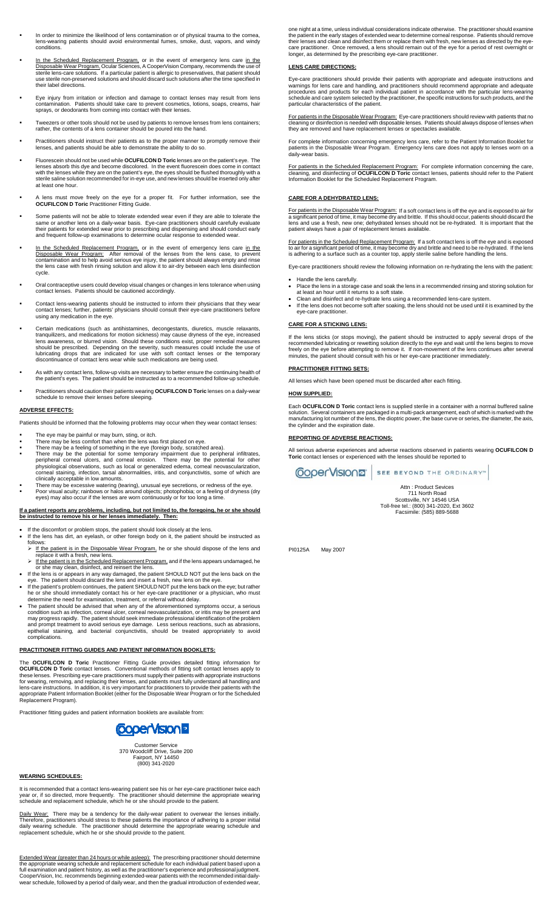- In order to minimize the likelihood of lens contamination or of physical trauma to the cornea, lens-wearing patients should avoid environmental fumes, smoke, dust, vapors, and windy conditions.
- In the Scheduled Replacement Program, or in the event of emergency lens care in the Disposable Wear Program, Ocular Sciences, A CooperVision Company, recommends the use of sterile lens-care solutions. If a particular patient is allergic to preservatives, that patient should use sterile non-preserved solutions and should discard such solutions after the time specified in their label directions.
- Eye injury from irritation or infection and damage to contact lenses may result from lens contamination. Patients should take care to prevent cosmetics, lotions, soaps, creams, hair sprays, or deodorants from coming into contact with their lenses.
- Tweezers or other tools should not be used by patients to remove lenses from lens containers; rather, the contents of a lens container should be poured into the hand.
- Practitioners should instruct their patients as to the proper manner to promptly remove their lenses, and patients should be able to demonstrate the ability to do so.
- Fluorescein should not be used while **OCUFILCON D Toric** lenses are on the patient's eye. The lenses absorb this dye and become discolored. In the event fluorescein does come in contact with the lenses while they are on the patient's eye, the eyes should be flushed thoroughly with a sterile saline solution recommended for in-eye use, and new lenses should be inserted only after at least one hour.
- A lens must move freely on the eye for a proper fit. For further information, see the **OCUFILCON D Toric** Practitioner Fitting Guide.
- Some patients will not be able to tolerate extended wear even if they are able to tolerate the same or another lens on a daily-wear basis. Eye-care practitioners should carefully evaluate their patients for extended wear prior to prescribing and dispensing and should conduct early and frequent follow-up examinations to determine ocular response to extended wear.
- In the Scheduled Replacement Program, or in the event of emergency lens care in the Disposable Wear Program: After removal of the lenses from the lens case, to prevent contamination and to help avoid serious eye injury, the patient should always empty and rinse the lens case with fresh rinsing solution and allow it to air-dry between each lens disinfection cycle.
- Oral contraceptive users could develop visual changes or changes in lens tolerance when using contact lenses. Patients should be cautioned accordingly.
- Contact lens-wearing patients should be instructed to inform their physicians that they wear contact lenses; further, patients' physicians should consult their eye-care practitioners before using any medication in the eye.
- Certain medications (such as antihistamines, decongestants, diuretics, muscle relaxants, tranquilizers, and medications for motion sickness) may cause dryness of the eye, increased lens awareness, or blurred vision. Should these conditions exist, proper remedial measures should be prescribed. Depending on the severity, such measures could include the use of lubricating drops that are indicated for use with soft contact lenses or the temporary discontinuance of contact lens wear while such medications are being used.
- As with any contact lens, follow-up visits are necessary to better ensure the continuing health of the patient's eyes. The patient should be instructed as to a recommended follow-up schedule.
- Practitioners should caution their patients wearing **OCUFILCON D Toric** lenses on a daily-wear schedule to remove their lenses before sleeping.

## ADVERSE EFFECTS:

Patients should be informed that the following problems may occur when they wear contact lenses:

- The eye may be painful or may burn, sting, or itch.
- There may be less comfort than when the lens was first placed on eye.
- There may be a feeling of something in the eye (foreign body, scratched area).
- There may be the potential for some temporary impairment due to peripheral infiltrates, peripheral corneal ulcers, and corneal erosion. There may be the potential for other physiological observations, such as local or generalized edema, corneal neovascularization, corneal staining, infection, tarsal abnormalities, iritis, and conjunctivitis, some of which are clinically acceptable in low amounts.
- There may be excessive watering (tearing), unusual eye secretions, or redness of the eye.
- Poor visual acuity; rainbows or halos around objects; photophobia; or a feeling of dryness (dry eyes) may also occur if the lenses are worn continuously or for too long a time.

**If a patient reports any problems, including, but not limited to, the foregoing, he or she should be instructed to remove his or her lenses immediately. Then:**

- If the discomfort or problem stops, the patient should look closely at the lens.
- If the lens has dirt, an eyelash, or other foreign body on it, the patient should be instructed as follows:
  - If the patient is in the Disposable Wear Program, he or she should dispose of the lens and replace it with a fresh, new lens.
  - If the patient is in the Scheduled Replacement Program, and if the lens appears undamaged, he or she may clean, disinfect, and reinsert the lens.
- If the lens is or appears in any way damaged, the patient SHOULD NOT put the lens back on the eye. The patient should discard the lens and insert a fresh, new lens on the eye.
- If the patient's problem continues, the patient SHOULD NOT put the lens back on the eye; but rather he or she should immediately contact his or her eye-care practitioner or a physician, who must determine the need for examination, treatment, or referral without delay.
- The patient should be advised that when any of the aforementioned symptoms occur, a serious condition such as infection, corneal ulcer, corneal neovascularization, or iritis may be present and may progress rapidly. The patient should seek immediate professional identification of the problem and prompt treatment to avoid serious eye damage. Less serious reactions, such as abrasions, epithelial staining, and bacterial conjunctivitis, should be treated appropriately to avoid complications.

## PRACTITIONER FITTING GUIDES AND PATIENT INFORMATION BOOKLETS:

The **OCUFILCON D Toric** Practitioner Fitting Guide provides detailed fitting information for **OCUFILCON D Toric** contact lenses. Conventional methods of fitting soft contact lenses apply to these lenses. Prescribing eye-care practitioners must supply their patients with appropriate instructions for wearing, removing, and replacing their lenses, and patients must fully understand all handling and lens-care instructions. In addition, it is very important for practitioners to provide their patients with the appropriate Patient Information Booklet (either for the Disposable Wear Program or for the Scheduled Replacement Program).

Practitioner fitting guides and patient information booklets are available from:

CooperVision

Customer Service
370 Woodcliff Drive, Suite 200
Fairport, NY 14450
(800) 341-2020

## WEARING SCHEDULES:

It is recommended that a contact lens-wearing patient see his or her eye-care practitioner twice each year or, if so directed, more frequently. The practitioner should determine the appropriate wearing schedule and replacement schedule, which he or she should provide to the patient.

Daily Wear: There may be a tendency for the daily-wear patient to overwear the lenses initially. Therefore, practitioners should stress to these patients the importance of adhering to a proper initial daily wearing schedule. The practitioner should determine the appropriate wearing schedule and replacement schedule, which he or she should provide to the patient.

Extended Wear (greater than 24 hours or while asleep): The prescribing practitioner should determine the appropriate wearing schedule and replacement schedule for each individual patient based upon a full examination and patient history, as well as the practitioner's experience and professional judgment. CooperVision, Inc. recommends beginning extended-wear patients with the recommended initial daily-wear schedule, followed by a period of daily wear, and then the gradual introduction of extended wear, one night at a time, unless individual considerations indicate otherwise. The practitioner should examine the patient in the early stages of extended wear to determine corneal response. Patients should remove their lenses and clean and disinfect them or replace them with fresh, new lenses as directed by the eye-care practitioner. Once removed, a lens should remain out of the eye for a period of rest overnight or longer, as determined by the prescribing eye-care practitioner.

## LENS CARE DIRECTIONS:

Eye-care practitioners should provide their patients with appropriate and adequate instructions and warnings for lens care and handling, and practitioners should recommend appropriate and adequate procedures and products for each individual patient in accordance with the particular lens-wearing schedule and care system selected by the practitioner, the specific instructions for such products, and the particular characteristics of the patient.

For patients in the Disposable Wear Program: Eye-care practitioners should review with patients that no cleaning or disinfection is needed with disposable lenses. Patients should always dispose of lenses when they are removed and have replacement lenses or spectacles available.

For complete information concerning emergency lens care, refer to the Patient Information Booklet for patients in the Disposable Wear Program. Emergency lens care does not apply to lenses worn on a daily-wear basis.

For patients in the Scheduled Replacement Program: For complete information concerning the care, cleaning, and disinfecting of **OCUFILCON D Toric** contact lenses, patients should refer to the Patient Information Booklet for the Scheduled Replacement Program.

## CARE FOR A DEHYDRATED LENS:

For patients in the Disposable Wear Program: If a soft contact lens is off the eye and is exposed to air for a significant period of time, it may become dry and brittle. If this should occur, patients should discard the lens and use a fresh, new one; dehydrated lenses should not be re-hydrated. It is important that the patient always have a pair of replacement lenses available.

For patients in the Scheduled Replacement Program: If a soft contact lens is off the eye and is exposed to air for a significant period of time, it may become dry and brittle and need to be re-hydrated. If the lens is adhering to a surface such as a counter top, apply sterile saline before handling the lens.

Eye-care practitioners should review the following information on re-hydrating the lens with the patient:

- Handle the lens carefully.
- Place the lens in a storage case and soak the lens in a recommended rinsing and storing solution for at least an hour until it returns to a soft state.
- Clean and disinfect and re-hydrate lens using a recommended lens-care system.
- If the lens does not become soft after soaking, the lens should not be used until it is examined by the eye-care practitioner.

## CARE FOR A STICKING LENS:

If the lens sticks (or stops moving), the patient should be instructed to apply several drops of the recommended lubricating or rewetting solution directly to the eye and wait until the lens begins to move freely on the eye before attempting to remove it. If non-movement of the lens continues after several minutes, the patient should consult with his or her eye-care practitioner immediately.

## PRACTITIONER FITTING SETS:

All lenses which have been opened must be discarded after each fitting.

## HOW SUPPLIED:

Each **OCUFILCON D Toric** contact lens is supplied sterile in a container with a normal buffered saline solution. Several containers are packaged in a multi-pack arrangement, each of which is marked with the manufacturing lot number of the lens, the dioptric power, the base curve or series, the diameter, the axis, the cylinder and the expiration date.

## REPORTING OF ADVERSE REACTIONS:

All serious adverse experiences and adverse reactions observed in patients wearing **OCUFILCON D Toric** contact lenses or experienced with the lenses should be reported to

CooperVision | SEE BEYOND THE ORDINARY™

Attn : Product Sevices
711 North Road
Scottsville, NY 14546 USA
Toll-free tel.: (800) 341-2020, Ext 3602
Facsimile: (585) 889-5688

PI0125A May 2007